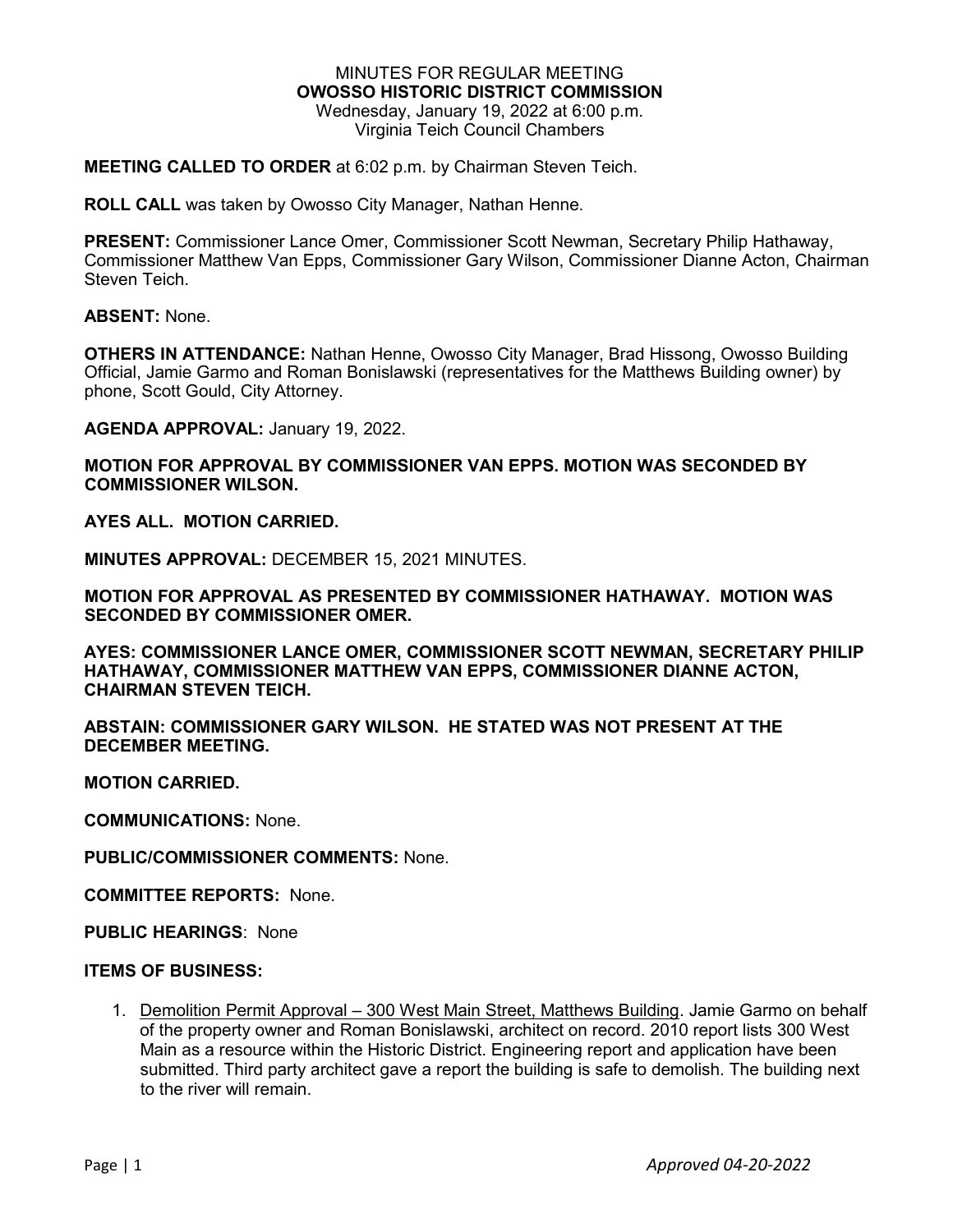MINUTES FOR REGULAR MEETING
**OWOSSO HISTORIC DISTRICT COMMISSION**
Wednesday, January 19, 2022 at 6:00 p.m.
Virginia Teich Council Chambers

**MEETING CALLED TO ORDER** at 6:02 p.m. by Chairman Steven Teich.

**ROLL CALL** was taken by Owosso City Manager, Nathan Henne.

**PRESENT:** Commissioner Lance Omer, Commissioner Scott Newman, Secretary Philip Hathaway, Commissioner Matthew Van Epps, Commissioner Gary Wilson, Commissioner Dianne Acton, Chairman Steven Teich.

**ABSENT:** None.

**OTHERS IN ATTENDANCE:** Nathan Henne, Owosso City Manager, Brad Hissong, Owosso Building Official, Jamie Garmo and Roman Bonislawski (representatives for the Matthews Building owner) by phone, Scott Gould, City Attorney.

**AGENDA APPROVAL:** January 19, 2022.

**MOTION FOR APPROVAL BY COMMISSIONER VAN EPPS. MOTION WAS SECONDED BY COMMISSIONER WILSON.**

**AYES ALL. MOTION CARRIED.**

**MINUTES APPROVAL:** DECEMBER 15, 2021 MINUTES.

**MOTION FOR APPROVAL AS PRESENTED BY COMMISSIONER HATHAWAY. MOTION WAS SECONDED BY COMMISSIONER OMER.**

**AYES: COMMISSIONER LANCE OMER, COMMISSIONER SCOTT NEWMAN, SECRETARY PHILIP HATHAWAY, COMMISSIONER MATTHEW VAN EPPS, COMMISSIONER DIANNE ACTON, CHAIRMAN STEVEN TEICH.**

**ABSTAIN: COMMISSIONER GARY WILSON. HE STATED WAS NOT PRESENT AT THE DECEMBER MEETING.**

**MOTION CARRIED.**

**COMMUNICATIONS:** None.

**PUBLIC/COMMISSIONER COMMENTS:** None.

**COMMITTEE REPORTS:** None.

**PUBLIC HEARINGS**: None

**ITEMS OF BUSINESS:**

1. Demolition Permit Approval – 300 West Main Street, Matthews Building. Jamie Garmo on behalf of the property owner and Roman Bonislawski, architect on record. 2010 report lists 300 West Main as a resource within the Historic District. Engineering report and application have been submitted. Third party architect gave a report the building is safe to demolish. The building next to the river will remain.

*Approved 04-20-2022*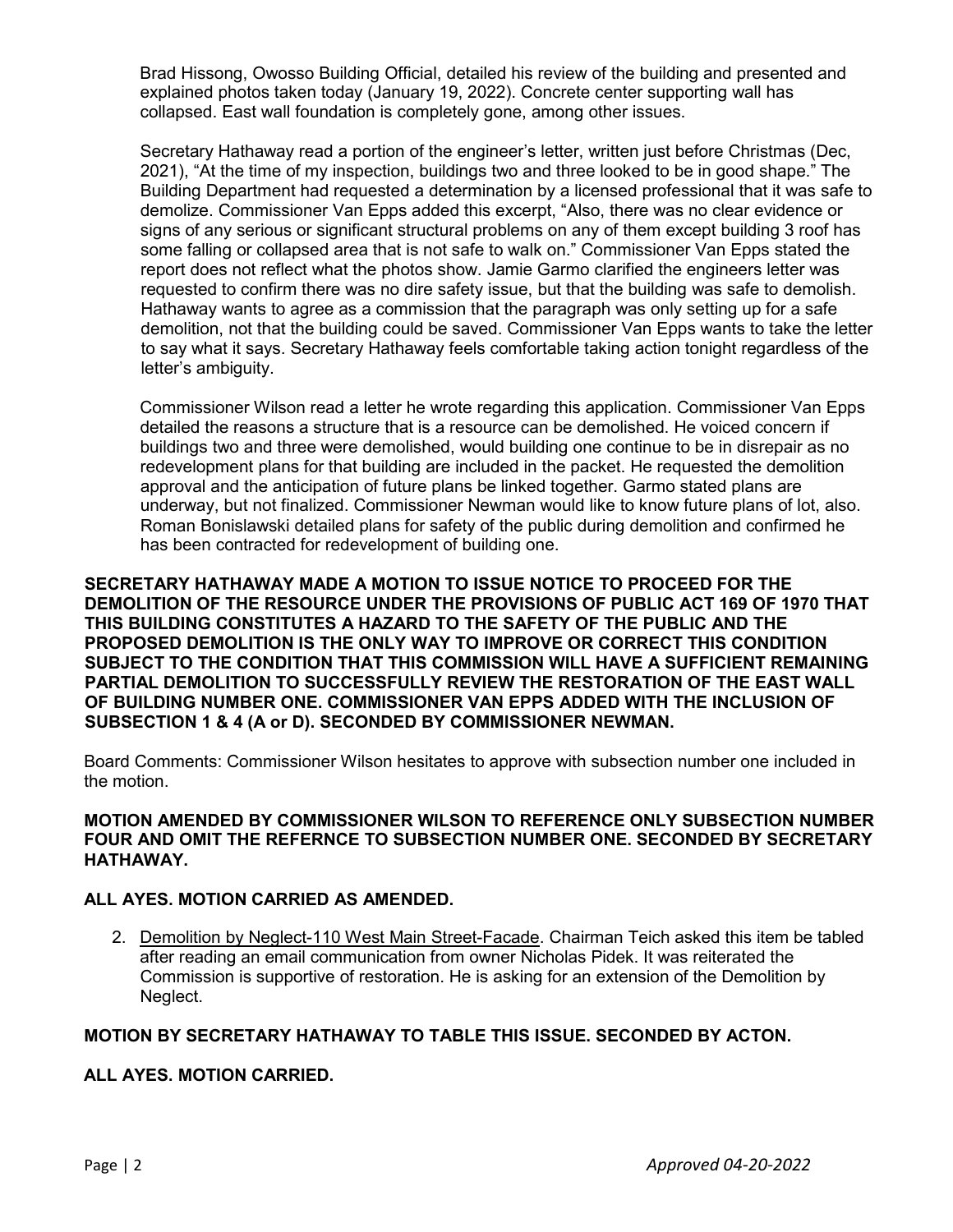Brad Hissong, Owosso Building Official, detailed his review of the building and presented and explained photos taken today (January 19, 2022). Concrete center supporting wall has collapsed. East wall foundation is completely gone, among other issues.

Secretary Hathaway read a portion of the engineer's letter, written just before Christmas (Dec, 2021), "At the time of my inspection, buildings two and three looked to be in good shape." The Building Department had requested a determination by a licensed professional that it was safe to demolize. Commissioner Van Epps added this excerpt, "Also, there was no clear evidence or signs of any serious or significant structural problems on any of them except building 3 roof has some falling or collapsed area that is not safe to walk on." Commissioner Van Epps stated the report does not reflect what the photos show. Jamie Garmo clarified the engineers letter was requested to confirm there was no dire safety issue, but that the building was safe to demolish. Hathaway wants to agree as a commission that the paragraph was only setting up for a safe demolition, not that the building could be saved. Commissioner Van Epps wants to take the letter to say what it says. Secretary Hathaway feels comfortable taking action tonight regardless of the letter's ambiguity.

Commissioner Wilson read a letter he wrote regarding this application. Commissioner Van Epps detailed the reasons a structure that is a resource can be demolished. He voiced concern if buildings two and three were demolished, would building one continue to be in disrepair as no redevelopment plans for that building are included in the packet. He requested the demolition approval and the anticipation of future plans be linked together. Garmo stated plans are underway, but not finalized. Commissioner Newman would like to know future plans of lot, also. Roman Bonislawski detailed plans for safety of the public during demolition and confirmed he has been contracted for redevelopment of building one.

**SECRETARY HATHAWAY MADE A MOTION TO ISSUE NOTICE TO PROCEED FOR THE DEMOLITION OF THE RESOURCE UNDER THE PROVISIONS OF PUBLIC ACT 169 OF 1970 THAT THIS BUILDING CONSTITUTES A HAZARD TO THE SAFETY OF THE PUBLIC AND THE PROPOSED DEMOLITION IS THE ONLY WAY TO IMPROVE OR CORRECT THIS CONDITION SUBJECT TO THE CONDITION THAT THIS COMMISSION WILL HAVE A SUFFICIENT REMAINING PARTIAL DEMOLITION TO SUCCESSFULLY REVIEW THE RESTORATION OF THE EAST WALL OF BUILDING NUMBER ONE. COMMISSIONER VAN EPPS ADDED WITH THE INCLUSION OF SUBSECTION 1 & 4 (A or D). SECONDED BY COMMISSIONER NEWMAN.**

Board Comments: Commissioner Wilson hesitates to approve with subsection number one included in the motion.

**MOTION AMENDED BY COMMISSIONER WILSON TO REFERENCE ONLY SUBSECTION NUMBER FOUR AND OMIT THE REFERNCE TO SUBSECTION NUMBER ONE. SECONDED BY SECRETARY HATHAWAY.**

**ALL AYES. MOTION CARRIED AS AMENDED.**

2. Demolition by Neglect-110 West Main Street-Facade. Chairman Teich asked this item be tabled after reading an email communication from owner Nicholas Pidek. It was reiterated the Commission is supportive of restoration. He is asking for an extension of the Demolition by Neglect.

**MOTION BY SECRETARY HATHAWAY TO TABLE THIS ISSUE. SECONDED BY ACTON.**

**ALL AYES. MOTION CARRIED.**

*Approved 04-20-2022*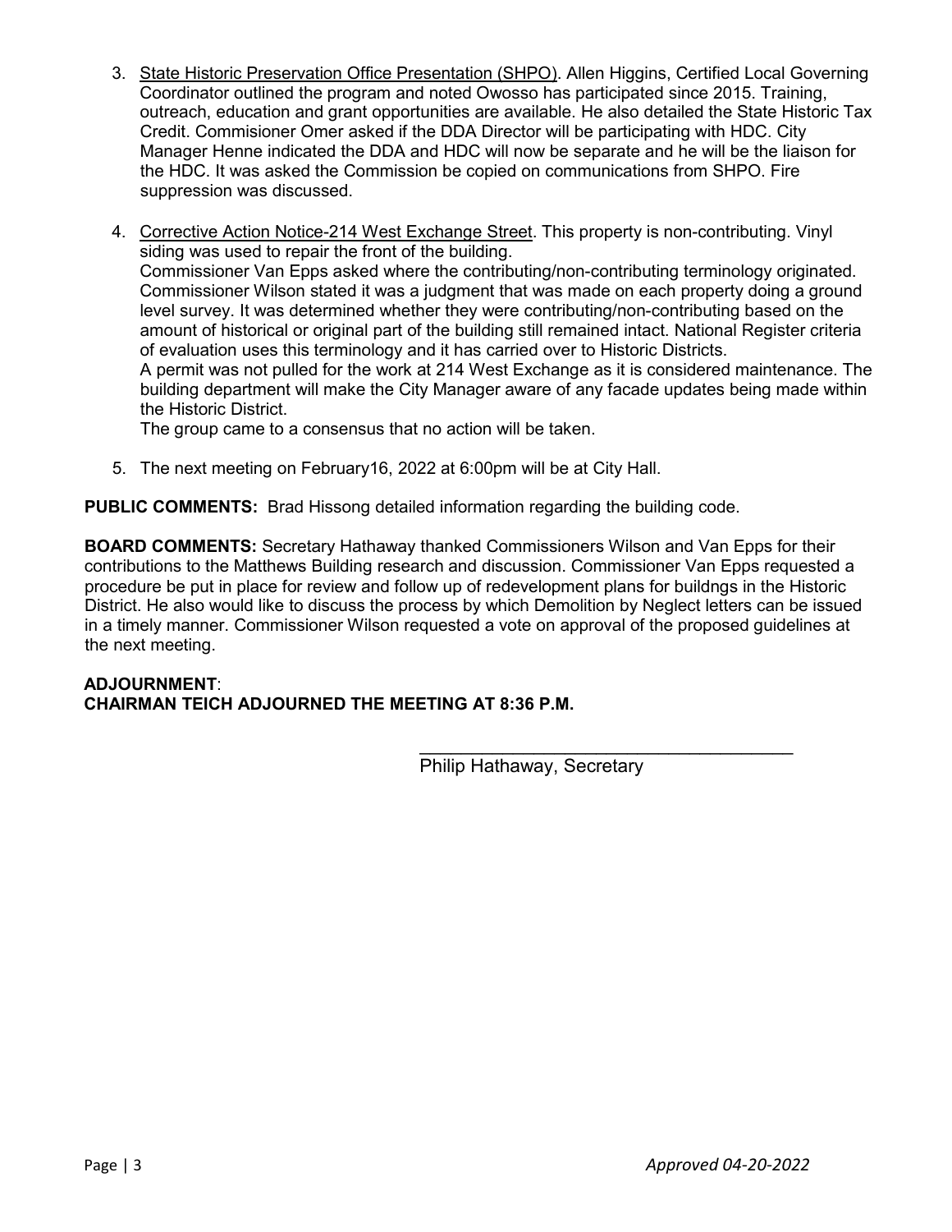3. State Historic Preservation Office Presentation (SHPO). Allen Higgins, Certified Local Governing Coordinator outlined the program and noted Owosso has participated since 2015. Training, outreach, education and grant opportunities are available. He also detailed the State Historic Tax Credit. Commisioner Omer asked if the DDA Director will be participating with HDC. City Manager Henne indicated the DDA and HDC will now be separate and he will be the liaison for the HDC. It was asked the Commission be copied on communications from SHPO. Fire suppression was discussed.

4. Corrective Action Notice-214 West Exchange Street. This property is non-contributing. Vinyl siding was used to repair the front of the building.
   Commissioner Van Epps asked where the contributing/non-contributing terminology originated. Commissioner Wilson stated it was a judgment that was made on each property doing a ground level survey. It was determined whether they were contributing/non-contributing based on the amount of historical or original part of the building still remained intact. National Register criteria of evaluation uses this terminology and it has carried over to Historic Districts.
   A permit was not pulled for the work at 214 West Exchange as it is considered maintenance. The building department will make the City Manager aware of any facade updates being made within the Historic District.
   The group came to a consensus that no action will be taken.

5. The next meeting on February16, 2022 at 6:00pm will be at City Hall.

**PUBLIC COMMENTS:** Brad Hissong detailed information regarding the building code.

**BOARD COMMENTS:** Secretary Hathaway thanked Commissioners Wilson and Van Epps for their contributions to the Matthews Building research and discussion. Commissioner Van Epps requested a procedure be put in place for review and follow up of redevelopment plans for buildngs in the Historic District. He also would like to discuss the process by which Demolition by Neglect letters can be issued in a timely manner. Commissioner Wilson requested a vote on approval of the proposed guidelines at the next meeting.

**ADJOURNMENT**:
**CHAIRMAN TEICH ADJOURNED THE MEETING AT 8:36 P.M.**

______________________________________
Philip Hathaway, Secretary

*Approved 04-20-2022*